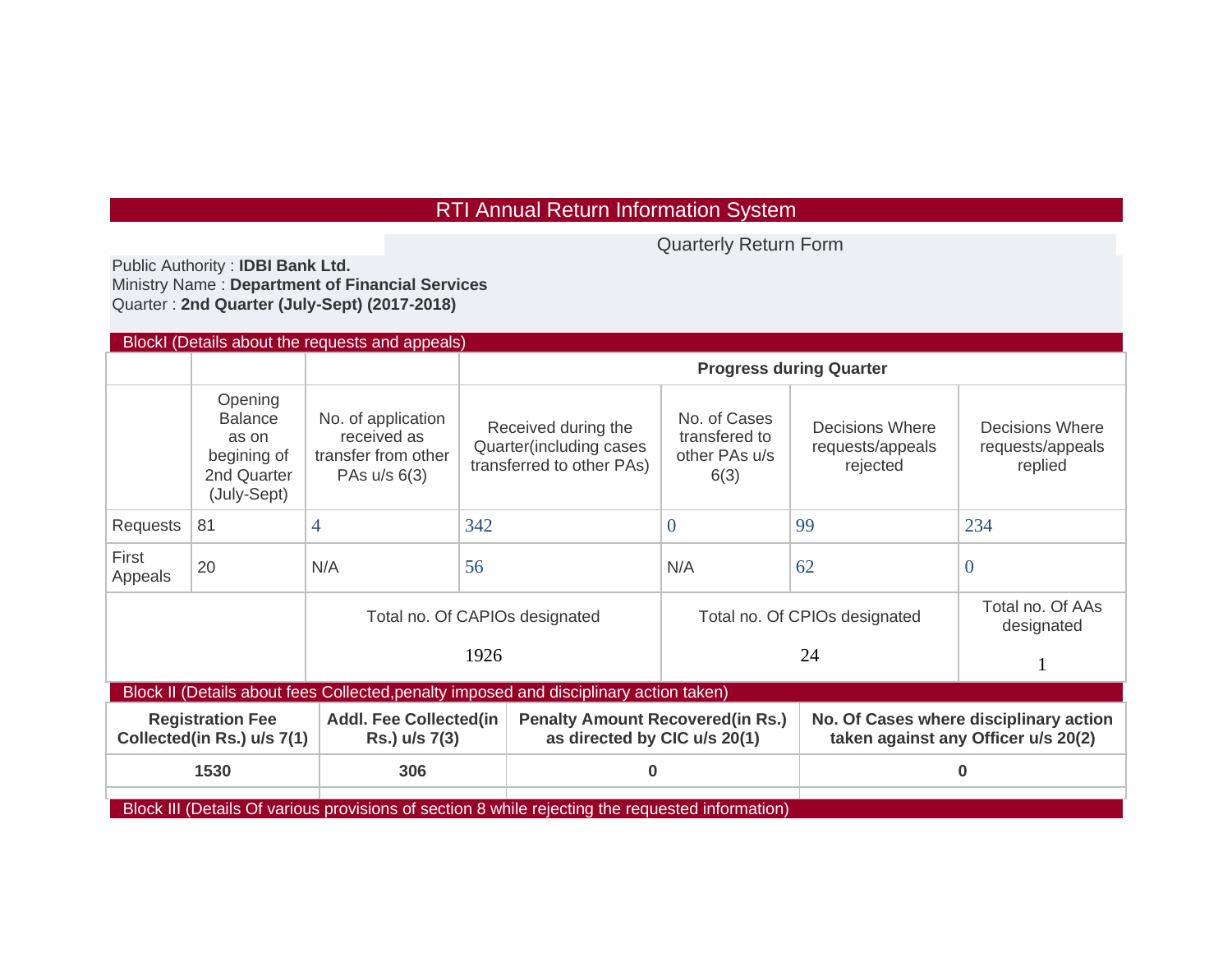# RTI Annual Return Information System

## Quarterly Return Form

Public Authority : **IDBI Bank Ltd.**
Ministry Name : **Department of Financial Services**
Quarter : **2nd Quarter (July-Sept) (2017-2018)**

### BlockI (Details about the requests and appeals)

| | | | **Progress during Quarter** | | | |
|---|---|---|---|---|---|---|
| | Opening Balance as on begining of 2nd Quarter (July-Sept) | No. of application received as transfer from other PAs u/s 6(3) | Received during the Quarter(including cases transferred to other PAs) | No. of Cases transfered to other PAs u/s 6(3) | Decisions Where requests/appeals rejected | Decisions Where requests/appeals replied |
| Requests | 81 | 4 | 342 | 0 | 99 | 234 |
| First Appeals | 20 | N/A | 56 | N/A | 62 | 0 |

| Total no. Of CAPIOs designated | Total no. Of CPIOs designated | Total no. Of AAs designated |
|---|---|---|
| 1926 | 24 | 1 |

### Block II (Details about fees Collected,penalty imposed and disciplinary action taken)

| Registration Fee Collected(in Rs.) u/s 7(1) | Addl. Fee Collected(in Rs.) u/s 7(3) | Penalty Amount Recovered(in Rs.) as directed by CIC u/s 20(1) | No. Of Cases where disciplinary action taken against any Officer u/s 20(2) |
|---|---|---|---|
| **1530** | **306** | **0** | **0** |

### Block III (Details Of various provisions of section 8 while rejecting the requested information)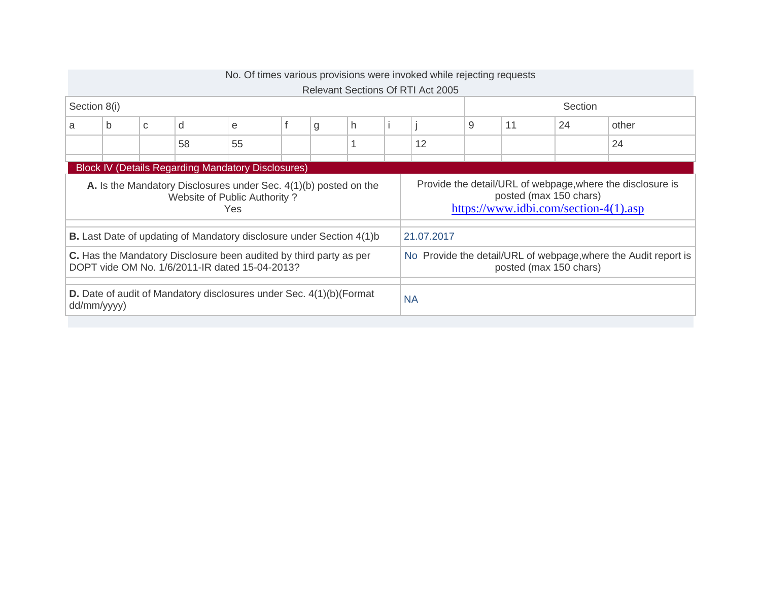No. Of times various provisions were invoked while rejecting requests

Relevant Sections Of RTI Act 2005

| Section 8(i) | | | | | | | | | | Section | | | |
|---|---|---|---|---|---|---|---|---|---|---|---|---|---|
| a | b | c | d | e | f | g | h | i | j | 9 | 11 | 24 | other |
| | | | 58 | 55 | | | 1 | | 12 | | | | 24 |
| | | | | | | | | | | | | | |

## Block IV (Details Regarding Mandatory Disclosures)

| | |
|---|---|
| **A.** Is the Mandatory Disclosures under Sec. 4(1)(b) posted on the Website of Public Authority ? Yes | Provide the detail/URL of webpage,where the disclosure is posted (max 150 chars) https://www.idbi.com/section-4(1).asp |
| | |
| **B.** Last Date of updating of Mandatory disclosure under Section 4(1)b | 21.07.2017 |
| **C.** Has the Mandatory Disclosure been audited by third party as per DOPT vide OM No. 1/6/2011-IR dated 15-04-2013? | No Provide the detail/URL of webpage,where the Audit report is posted (max 150 chars) |
| | |
| **D.** Date of audit of Mandatory disclosures under Sec. 4(1)(b)(Format dd/mm/yyyy) | NA |